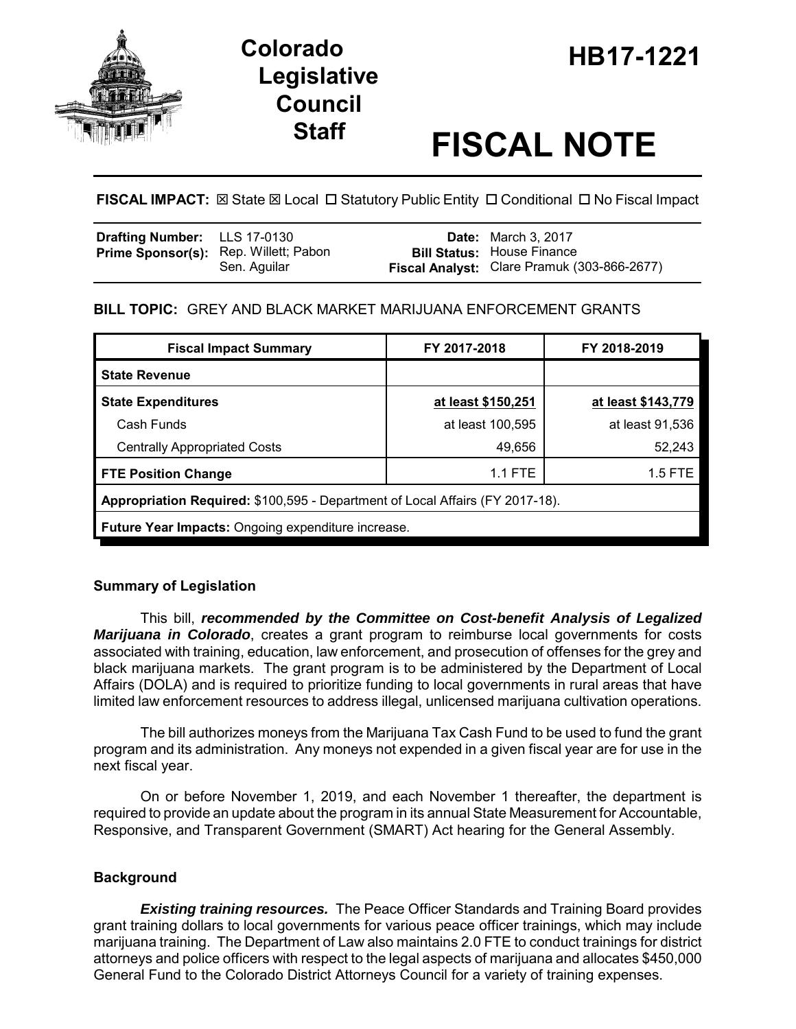# Colorado Legislative Council Staff

# HB17-1221

# FISCAL NOTE

**FISCAL IMPACT:** ☒ State ☒ Local ☐ Statutory Public Entity ☐ Conditional ☐ No Fiscal Impact

| | | | |
|---|---|---|---|
| **Drafting Number:** | LLS 17-0130 | **Date:** | March 3, 2017 |
| **Prime Sponsor(s):** | Rep. Willett; Pabon<br>Sen. Aguilar | **Bill Status:** | House Finance |
| | | **Fiscal Analyst:** | Clare Pramuk (303-866-2677) |

**BILL TOPIC:** GREY AND BLACK MARKET MARIJUANA ENFORCEMENT GRANTS

| Fiscal Impact Summary | FY 2017-2018 | FY 2018-2019 |
|---|---|---|
| **State Revenue** | | |
| **State Expenditures** | at least $150,251 | at least $143,779 |
| Cash Funds | at least 100,595 | at least 91,536 |
| Centrally Appropriated Costs | 49,656 | 52,243 |
| **FTE Position Change** | 1.1 FTE | 1.5 FTE |
| **Appropriation Required:** $100,595 - Department of Local Affairs (FY 2017-18). | | |
| **Future Year Impacts:** Ongoing expenditure increase. | | |

## Summary of Legislation

This bill, ***recommended by the Committee on Cost-benefit Analysis of Legalized Marijuana in Colorado***, creates a grant program to reimburse local governments for costs associated with training, education, law enforcement, and prosecution of offenses for the grey and black marijuana markets. The grant program is to be administered by the Department of Local Affairs (DOLA) and is required to prioritize funding to local governments in rural areas that have limited law enforcement resources to address illegal, unlicensed marijuana cultivation operations.

The bill authorizes moneys from the Marijuana Tax Cash Fund to be used to fund the grant program and its administration. Any moneys not expended in a given fiscal year are for use in the next fiscal year.

On or before November 1, 2019, and each November 1 thereafter, the department is required to provide an update about the program in its annual State Measurement for Accountable, Responsive, and Transparent Government (SMART) Act hearing for the General Assembly.

## Background

***Existing training resources.*** The Peace Officer Standards and Training Board provides grant training dollars to local governments for various peace officer trainings, which may include marijuana training. The Department of Law also maintains 2.0 FTE to conduct trainings for district attorneys and police officers with respect to the legal aspects of marijuana and allocates $450,000 General Fund to the Colorado District Attorneys Council for a variety of training expenses.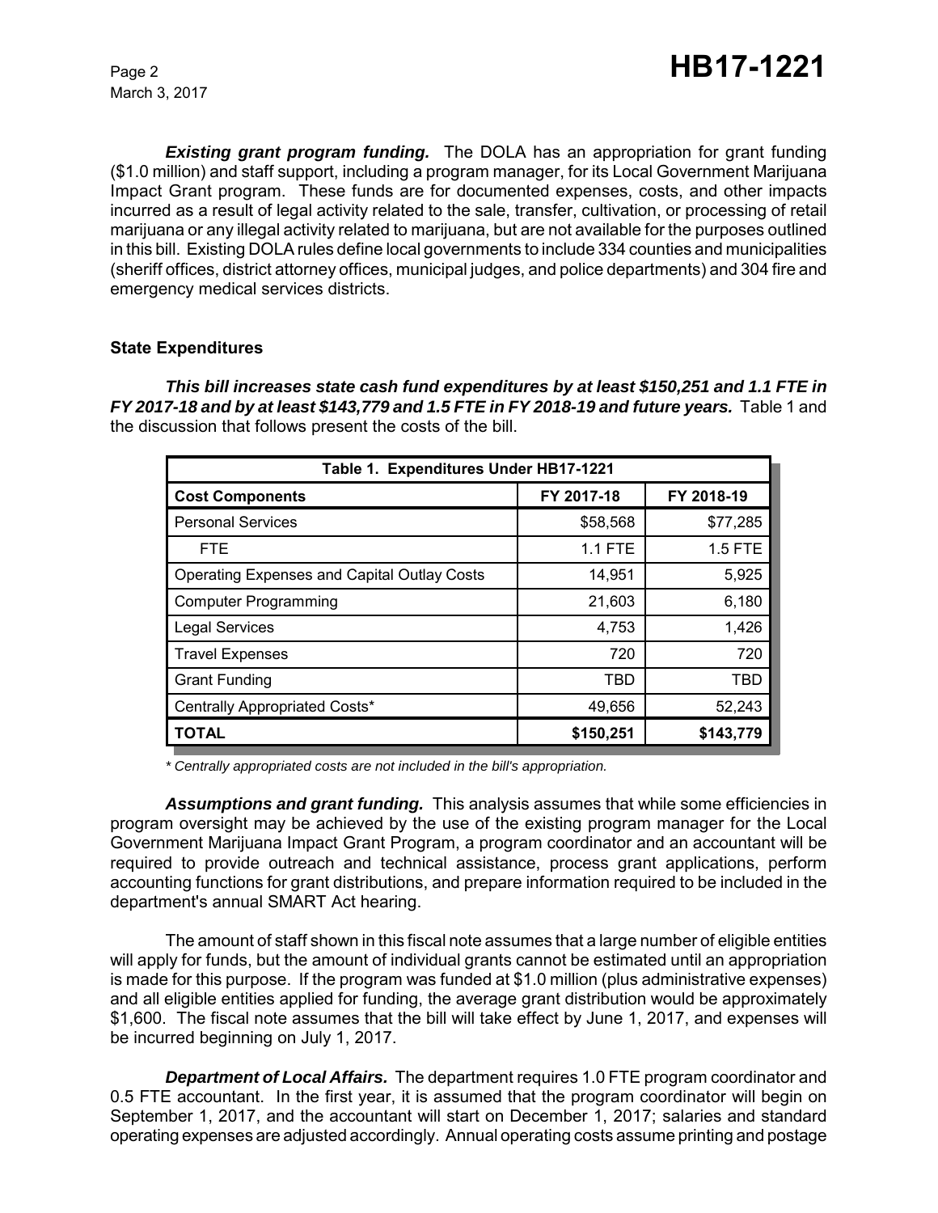***Existing grant program funding.*** The DOLA has an appropriation for grant funding ($1.0 million) and staff support, including a program manager, for its Local Government Marijuana Impact Grant program. These funds are for documented expenses, costs, and other impacts incurred as a result of legal activity related to the sale, transfer, cultivation, or processing of retail marijuana or any illegal activity related to marijuana, but are not available for the purposes outlined in this bill. Existing DOLA rules define local governments to include 334 counties and municipalities (sheriff offices, district attorney offices, municipal judges, and police departments) and 304 fire and emergency medical services districts.

**State Expenditures**

***This bill increases state cash fund expenditures by at least $150,251 and 1.1 FTE in FY 2017-18 and by at least $143,779 and 1.5 FTE in FY 2018-19 and future years.*** Table 1 and the discussion that follows present the costs of the bill.

| Table 1. Expenditures Under HB17-1221 | | |
|---|---|---|
| **Cost Components** | **FY 2017-18** | **FY 2018-19** |
| Personal Services | $58,568 | $77,285 |
| FTE | 1.1 FTE | 1.5 FTE |
| Operating Expenses and Capital Outlay Costs | 14,951 | 5,925 |
| Computer Programming | 21,603 | 6,180 |
| Legal Services | 4,753 | 1,426 |
| Travel Expenses | 720 | 720 |
| Grant Funding | TBD | TBD |
| Centrally Appropriated Costs* | 49,656 | 52,243 |
| **TOTAL** | **$150,251** | **$143,779** |

*\* Centrally appropriated costs are not included in the bill's appropriation.*

***Assumptions and grant funding.*** This analysis assumes that while some efficiencies in program oversight may be achieved by the use of the existing program manager for the Local Government Marijuana Impact Grant Program, a program coordinator and an accountant will be required to provide outreach and technical assistance, process grant applications, perform accounting functions for grant distributions, and prepare information required to be included in the department's annual SMART Act hearing.

The amount of staff shown in this fiscal note assumes that a large number of eligible entities will apply for funds, but the amount of individual grants cannot be estimated until an appropriation is made for this purpose. If the program was funded at $1.0 million (plus administrative expenses) and all eligible entities applied for funding, the average grant distribution would be approximately $1,600. The fiscal note assumes that the bill will take effect by June 1, 2017, and expenses will be incurred beginning on July 1, 2017.

***Department of Local Affairs.*** The department requires 1.0 FTE program coordinator and 0.5 FTE accountant. In the first year, it is assumed that the program coordinator will begin on September 1, 2017, and the accountant will start on December 1, 2017; salaries and standard operating expenses are adjusted accordingly. Annual operating costs assume printing and postage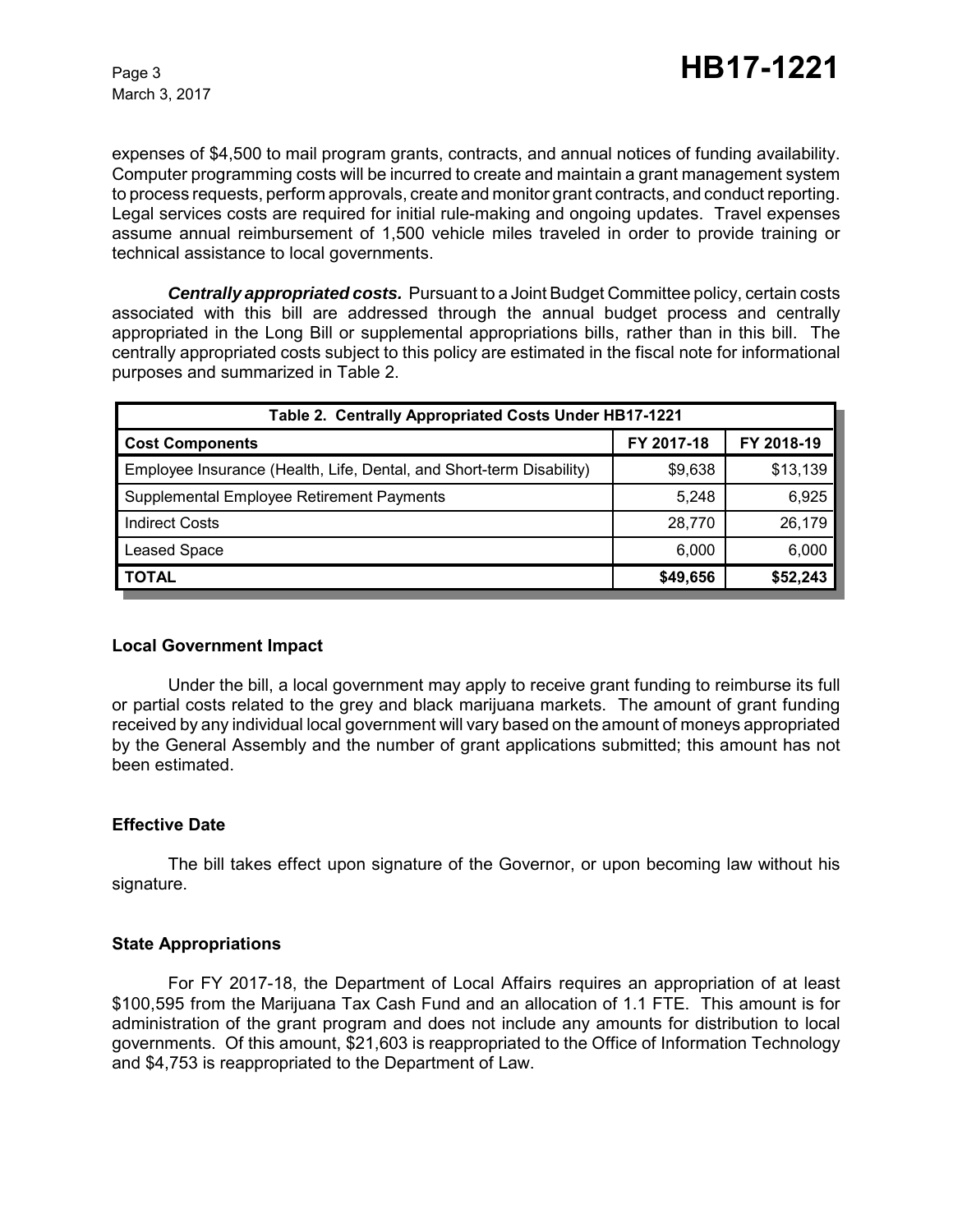expenses of $4,500 to mail program grants, contracts, and annual notices of funding availability. Computer programming costs will be incurred to create and maintain a grant management system to process requests, perform approvals, create and monitor grant contracts, and conduct reporting. Legal services costs are required for initial rule-making and ongoing updates. Travel expenses assume annual reimbursement of 1,500 vehicle miles traveled in order to provide training or technical assistance to local governments.

***Centrally appropriated costs.*** Pursuant to a Joint Budget Committee policy, certain costs associated with this bill are addressed through the annual budget process and centrally appropriated in the Long Bill or supplemental appropriations bills, rather than in this bill. The centrally appropriated costs subject to this policy are estimated in the fiscal note for informational purposes and summarized in Table 2.

| Table 2. Centrally Appropriated Costs Under HB17-1221 | | |
|---|---|---|
| **Cost Components** | **FY 2017-18** | **FY 2018-19** |
| Employee Insurance (Health, Life, Dental, and Short-term Disability) | $9,638 | $13,139 |
| Supplemental Employee Retirement Payments | 5,248 | 6,925 |
| Indirect Costs | 28,770 | 26,179 |
| Leased Space | 6,000 | 6,000 |
| **TOTAL** | **$49,656** | **$52,243** |

### Local Government Impact

Under the bill, a local government may apply to receive grant funding to reimburse its full or partial costs related to the grey and black marijuana markets. The amount of grant funding received by any individual local government will vary based on the amount of moneys appropriated by the General Assembly and the number of grant applications submitted; this amount has not been estimated.

### Effective Date

The bill takes effect upon signature of the Governor, or upon becoming law without his signature.

### State Appropriations

For FY 2017-18, the Department of Local Affairs requires an appropriation of at least $100,595 from the Marijuana Tax Cash Fund and an allocation of 1.1 FTE. This amount is for administration of the grant program and does not include any amounts for distribution to local governments. Of this amount, $21,603 is reappropriated to the Office of Information Technology and $4,753 is reappropriated to the Department of Law.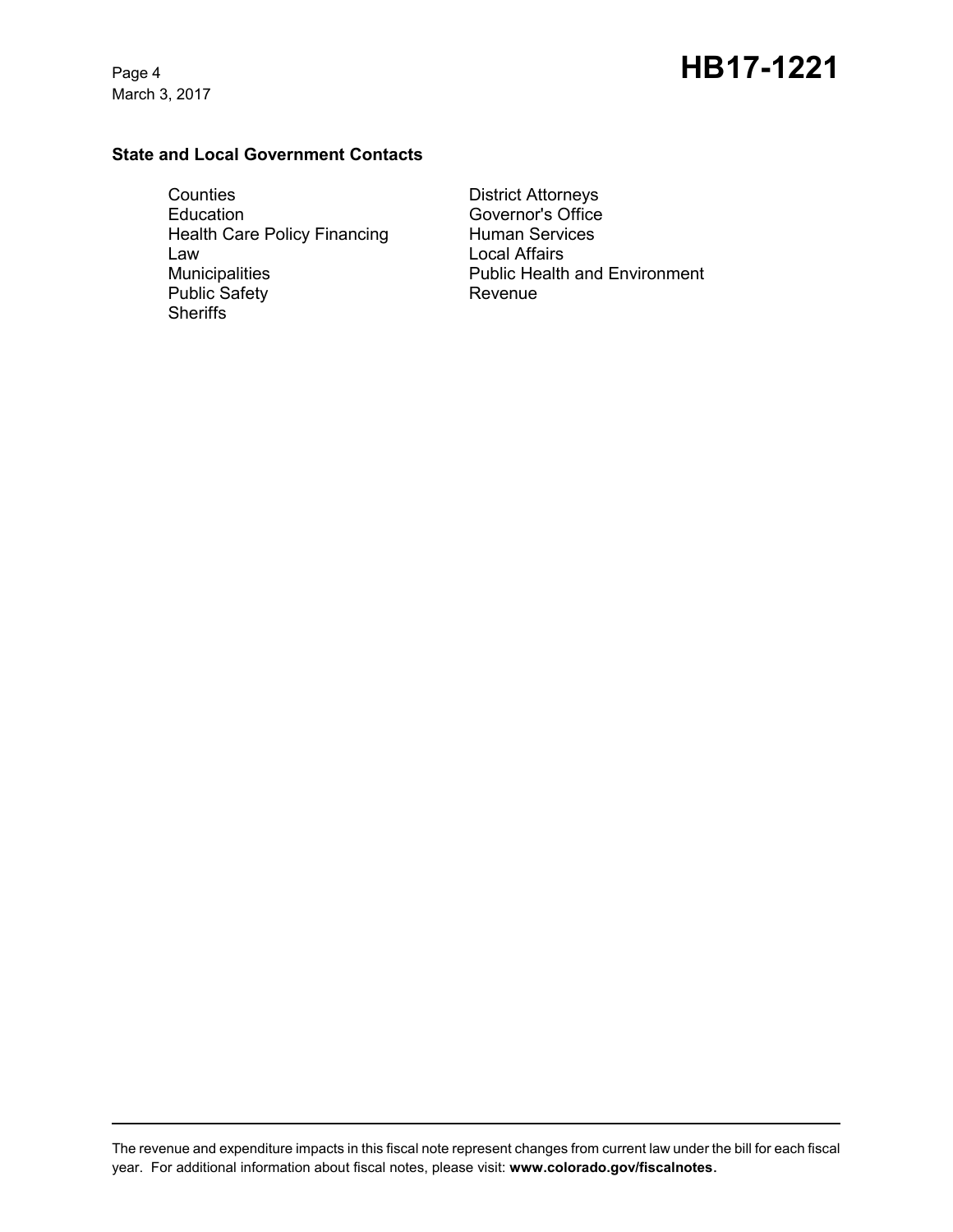**State and Local Government Contacts**

| | |
|---|---|
| Counties | District Attorneys |
| Education | Governor's Office |
| Health Care Policy Financing | Human Services |
| Law | Local Affairs |
| Municipalities | Public Health and Environment |
| Public Safety | Revenue |
| Sheriffs | |

The revenue and expenditure impacts in this fiscal note represent changes from current law under the bill for each fiscal year. For additional information about fiscal notes, please visit: **www.colorado.gov/fiscalnotes.**